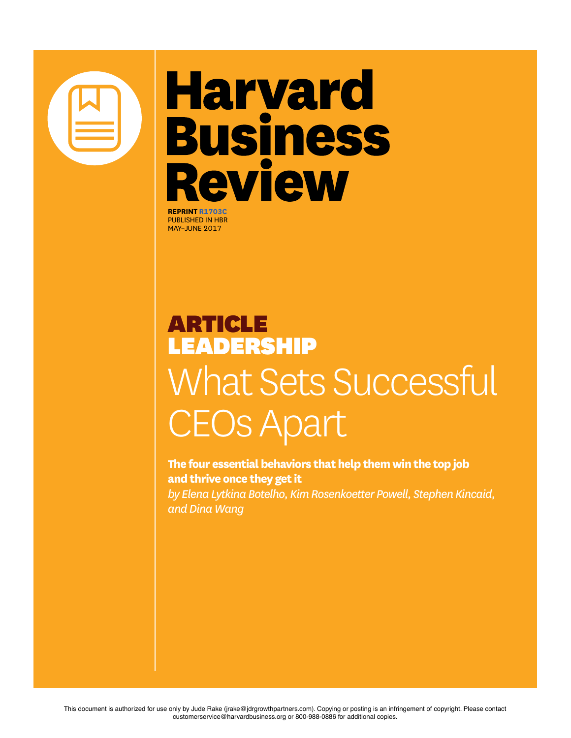# Harvard Business Review

**REPRINT R1703C**
PUBLISHED IN HBR
MAY–JUNE 2017

**ARTICLE**
**LEADERSHIP**

## What Sets Successful CEOs Apart

**The four essential behaviors that help them win the top job and thrive once they get it**

*by Elena Lytkina Botelho, Kim Rosenkoetter Powell, Stephen Kincaid, and Dina Wang*

This document is authorized for use only by Jude Rake (jrake@jdrgrowthpartners.com). Copying or posting is an infringement of copyright. Please contact customerservice@harvardbusiness.org or 800-988-0886 for additional copies.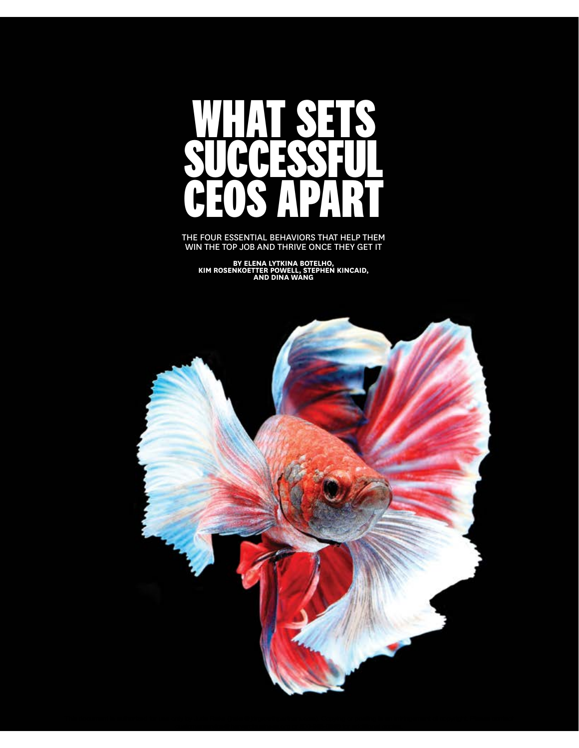# WHAT SETS SUCCESSFUL CEOS APART

THE FOUR ESSENTIAL BEHAVIORS THAT HELP THEM WIN THE TOP JOB AND THRIVE ONCE THEY GET IT

**BY ELENA LYTKINA BOTELHO, KIM ROSENKOETTER POWELL, STEPHEN KINCAID, AND DINA WANG**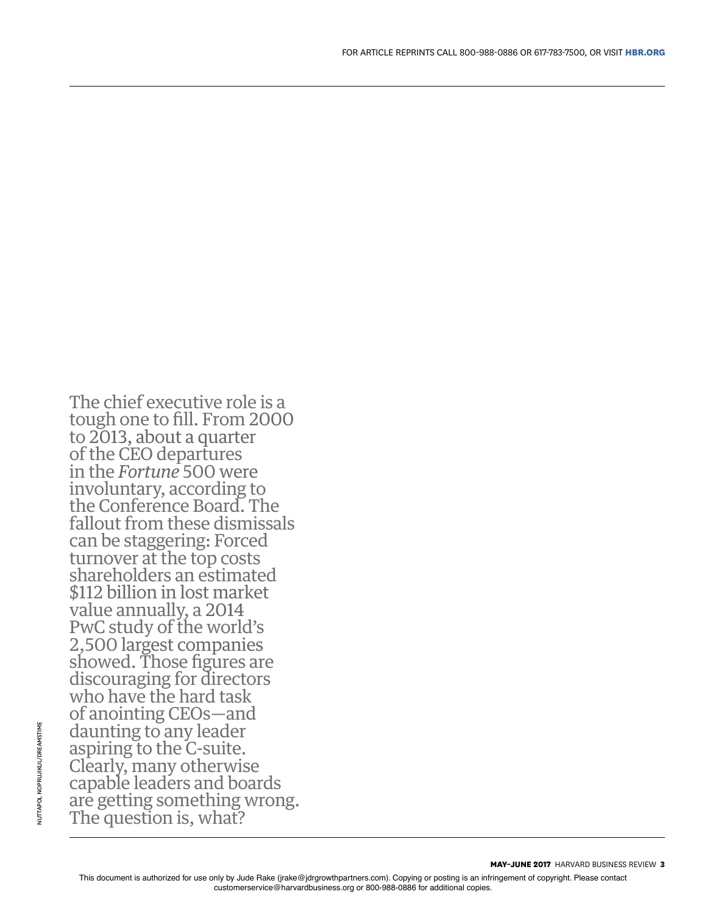The chief executive role is a tough one to fill. From 2000 to 2013, about a quarter of the CEO departures in the *Fortune* 500 were involuntary, according to the Conference Board. The fallout from these dismissals can be staggering: Forced turnover at the top costs shareholders an estimated $112 billion in lost market value annually, a 2014 PwC study of the world's 2,500 largest companies showed. Those figures are discouraging for directors who have the hard task of anointing CEOs—and daunting to any leader aspiring to the C-suite. Clearly, many otherwise capable leaders and boards are getting something wrong. The question is, what?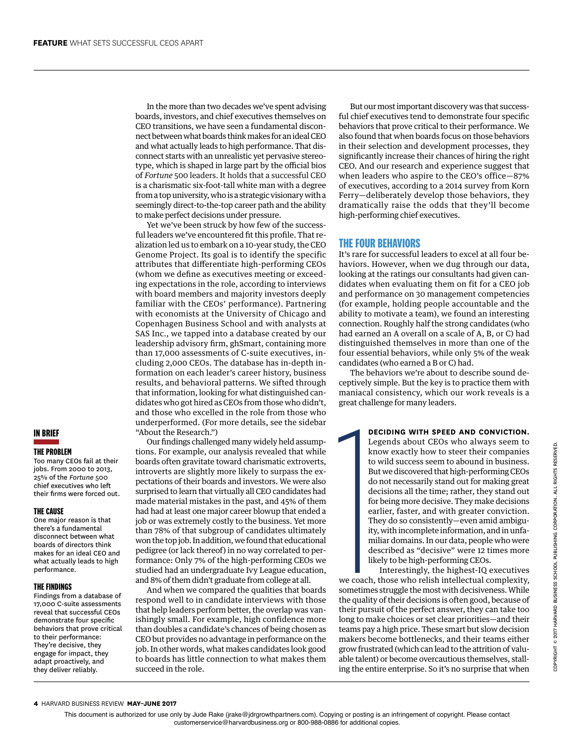In the more than two decades we've spent advising boards, investors, and chief executives themselves on CEO transitions, we have seen a fundamental disconnect between what boards think makes for an ideal CEO and what actually leads to high performance. That disconnect starts with an unrealistic yet pervasive stereotype, which is shaped in large part by the official bios of *Fortune* 500 leaders. It holds that a successful CEO is a charismatic six-foot-tall white man with a degree from a top university, who is a strategic visionary with a seemingly direct-to-the-top career path and the ability to make perfect decisions under pressure.

Yet we've been struck by how few of the successful leaders we've encountered fit this profile. That realization led us to embark on a 10-year study, the CEO Genome Project. Its goal is to identify the specific attributes that differentiate high-performing CEOs (whom we define as executives meeting or exceeding expectations in the role, according to interviews with board members and majority investors deeply familiar with the CEOs' performance). Partnering with economists at the University of Chicago and Copenhagen Business School and with analysts at SAS Inc., we tapped into a database created by our leadership advisory firm, ghSmart, containing more than 17,000 assessments of C-suite executives, including 2,000 CEOs. The database has in-depth information on each leader's career history, business results, and behavioral patterns. We sifted through that information, looking for what distinguished candidates who got hired as CEOs from those who didn't, and those who excelled in the role from those who underperformed. (For more details, see the sidebar "About the Research.")

Our findings challenged many widely held assumptions. For example, our analysis revealed that while boards often gravitate toward charismatic extroverts, introverts are slightly more likely to surpass the expectations of their boards and investors. We were also surprised to learn that virtually all CEO candidates had made material mistakes in the past, and 45% of them had had at least one major career blowup that ended a job or was extremely costly to the business. Yet more than 78% of that subgroup of candidates ultimately won the top job. In addition, we found that educational pedigree (or lack thereof) in no way correlated to performance: Only 7% of the high-performing CEOs we studied had an undergraduate Ivy League education, and 8% of them didn't graduate from college at all.

And when we compared the qualities that boards respond well to in candidate interviews with those that help leaders perform better, the overlap was vanishingly small. For example, high confidence more than doubles a candidate's chances of being chosen as CEO but provides no advantage in performance on the job. In other words, what makes candidates look good to boards has little connection to what makes them succeed in the role.

But our most important discovery was that successful chief executives tend to demonstrate four specific behaviors that prove critical to their performance. We also found that when boards focus on those behaviors in their selection and development processes, they significantly increase their chances of hiring the right CEO. And our research and experience suggest that when leaders who aspire to the CEO's office—87% of executives, according to a 2014 survey from Korn Ferry—deliberately develop those behaviors, they dramatically raise the odds that they'll become high-performing chief executives.

## THE FOUR BEHAVIORS

It's rare for successful leaders to excel at all four behaviors. However, when we dug through our data, looking at the ratings our consultants had given candidates when evaluating them on fit for a CEO job and performance on 30 management competencies (for example, holding people accountable and the ability to motivate a team), we found an interesting connection. Roughly half the strong candidates (who had earned an A overall on a scale of A, B, or C) had distinguished themselves in more than one of the four essential behaviors, while only 5% of the weak candidates (who earned a B or C) had.

The behaviors we're about to describe sound deceptively simple. But the key is to practice them with maniacal consistency, which our work reveals is a great challenge for many leaders.

### 1 DECIDING WITH SPEED AND CONVICTION.

Legends about CEOs who always seem to know exactly how to steer their companies to wild success seem to abound in business. But we discovered that high-performing CEOs do not necessarily stand out for making great decisions all the time; rather, they stand out for being more decisive. They make decisions earlier, faster, and with greater conviction. They do so consistently—even amid ambiguity, with incomplete information, and in unfamiliar domains. In our data, people who were described as "decisive" were 12 times more likely to be high-performing CEOs.

Interestingly, the highest-IQ executives we coach, those who relish intellectual complexity, sometimes struggle the most with decisiveness. While the quality of their decisions is often good, because of their pursuit of the perfect answer, they can take too long to make choices or set clear priorities—and their teams pay a high price. These smart but slow decision makers become bottlenecks, and their teams either grow frustrated (which can lead to the attrition of valuable talent) or become overcautious themselves, stalling the entire enterprise. So it's no surprise that when

---

## IN BRIEF

**THE PROBLEM**

Too many CEOs fail at their jobs. From 2000 to 2013, 25% of the *Fortune* 500 chief executives who left their firms were forced out.

**THE CAUSE**

One major reason is that there's a fundamental disconnect between what boards of directors think makes for an ideal CEO and what actually leads to high performance.

**THE FINDINGS**

Findings from a database of 17,000 C-suite assessments reveal that successful CEOs demonstrate four specific behaviors that prove critical to their performance: They're decisive, they engage for impact, they adapt proactively, and they deliver reliably.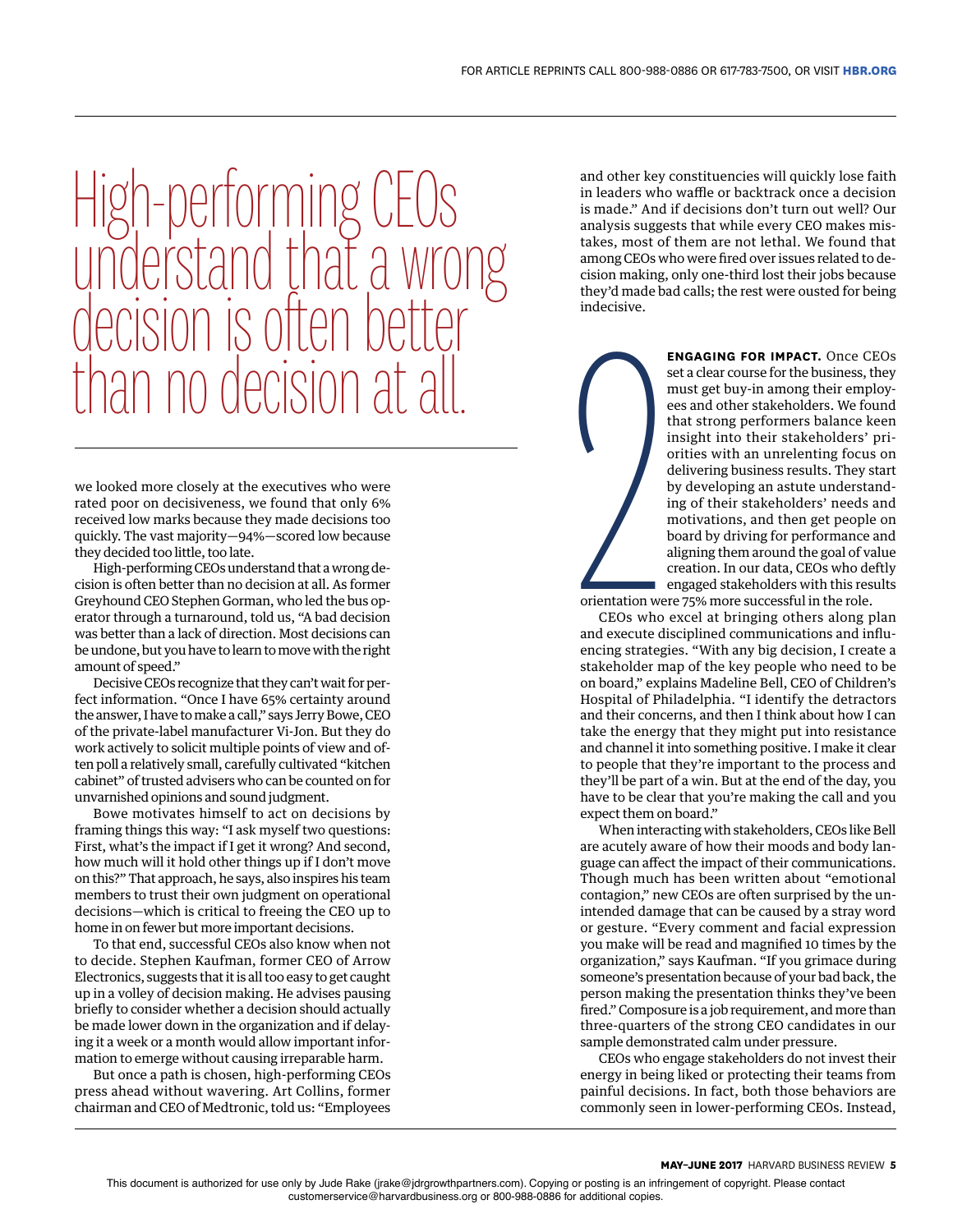> High-performing CEOs understand that a wrong decision is often better than no decision at all.

we looked more closely at the executives who were rated poor on decisiveness, we found that only 6% received low marks because they made decisions too quickly. The vast majority—94%—scored low because they decided too little, too late.

High-performing CEOs understand that a wrong decision is often better than no decision at all. As former Greyhound CEO Stephen Gorman, who led the bus operator through a turnaround, told us, "A bad decision was better than a lack of direction. Most decisions can be undone, but you have to learn to move with the right amount of speed."

Decisive CEOs recognize that they can't wait for perfect information. "Once I have 65% certainty around the answer, I have to make a call," says Jerry Bowe, CEO of the private-label manufacturer Vi-Jon. But they do work actively to solicit multiple points of view and often poll a relatively small, carefully cultivated "kitchen cabinet" of trusted advisers who can be counted on for unvarnished opinions and sound judgment.

Bowe motivates himself to act on decisions by framing things this way: "I ask myself two questions: First, what's the impact if I get it wrong? And second, how much will it hold other things up if I don't move on this?" That approach, he says, also inspires his team members to trust their own judgment on operational decisions—which is critical to freeing the CEO up to home in on fewer but more important decisions.

To that end, successful CEOs also know when not to decide. Stephen Kaufman, former CEO of Arrow Electronics, suggests that it is all too easy to get caught up in a volley of decision making. He advises pausing briefly to consider whether a decision should actually be made lower down in the organization and if delaying it a week or a month would allow important information to emerge without causing irreparable harm.

But once a path is chosen, high-performing CEOs press ahead without wavering. Art Collins, former chairman and CEO of Medtronic, told us: "Employees and other key constituencies will quickly lose faith in leaders who waffle or backtrack once a decision is made." And if decisions don't turn out well? Our analysis suggests that while every CEO makes mistakes, most of them are not lethal. We found that among CEOs who were fired over issues related to decision making, only one-third lost their jobs because they'd made bad calls; the rest were ousted for being indecisive.

## 2

**ENGAGING FOR IMPACT.** Once CEOs set a clear course for the business, they must get buy-in among their employees and other stakeholders. We found that strong performers balance keen insight into their stakeholders' priorities with an unrelenting focus on delivering business results. They start by developing an astute understanding of their stakeholders' needs and motivations, and then get people on board by driving for performance and aligning them around the goal of value creation. In our data, CEOs who deftly engaged stakeholders with this results orientation were 75% more successful in the role.

CEOs who excel at bringing others along plan and execute disciplined communications and influencing strategies. "With any big decision, I create a stakeholder map of the key people who need to be on board," explains Madeline Bell, CEO of Children's Hospital of Philadelphia. "I identify the detractors and their concerns, and then I think about how I can take the energy that they might put into resistance and channel it into something positive. I make it clear to people that they're important to the process and they'll be part of a win. But at the end of the day, you have to be clear that you're making the call and you expect them on board."

When interacting with stakeholders, CEOs like Bell are acutely aware of how their moods and body language can affect the impact of their communications. Though much has been written about "emotional contagion," new CEOs are often surprised by the unintended damage that can be caused by a stray word or gesture. "Every comment and facial expression you make will be read and magnified 10 times by the organization," says Kaufman. "If you grimace during someone's presentation because of your bad back, the person making the presentation thinks they've been fired." Composure is a job requirement, and more than three-quarters of the strong CEO candidates in our sample demonstrated calm under pressure.

CEOs who engage stakeholders do not invest their energy in being liked or protecting their teams from painful decisions. In fact, both those behaviors are commonly seen in lower-performing CEOs. Instead,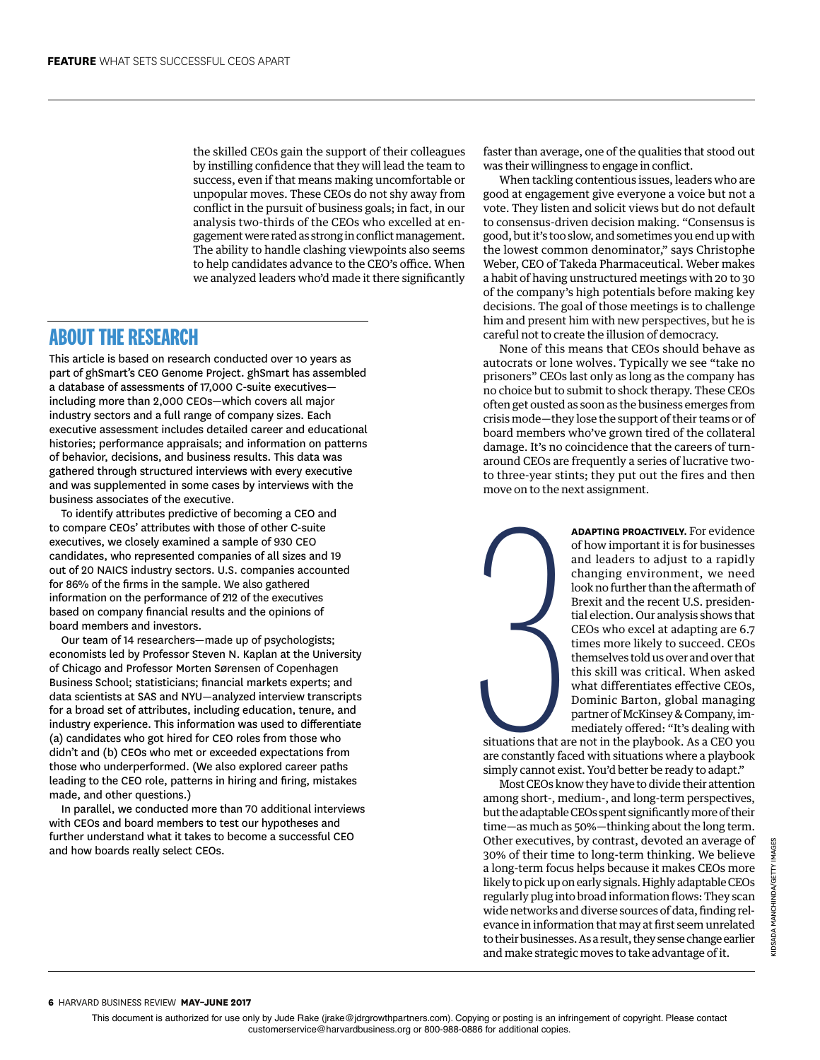the skilled CEOs gain the support of their colleagues by instilling confidence that they will lead the team to success, even if that means making uncomfortable or unpopular moves. These CEOs do not shy away from conflict in the pursuit of business goals; in fact, in our analysis two-thirds of the CEOs who excelled at engagement were rated as strong in conflict management. The ability to handle clashing viewpoints also seems to help candidates advance to the CEO's office. When we analyzed leaders who'd made it there significantly faster than average, one of the qualities that stood out was their willingness to engage in conflict.

When tackling contentious issues, leaders who are good at engagement give everyone a voice but not a vote. They listen and solicit views but do not default to consensus-driven decision making. "Consensus is good, but it's too slow, and sometimes you end up with the lowest common denominator," says Christophe Weber, CEO of Takeda Pharmaceutical. Weber makes a habit of having unstructured meetings with 20 to 30 of the company's high potentials before making key decisions. The goal of those meetings is to challenge him and present him with new perspectives, but he is careful not to create the illusion of democracy.

None of this means that CEOs should behave as autocrats or lone wolves. Typically we see "take no prisoners" CEOs last only as long as the company has no choice but to submit to shock therapy. These CEOs often get ousted as soon as the business emerges from crisis mode—they lose the support of their teams or of board members who've grown tired of the collateral damage. It's no coincidence that the careers of turnaround CEOs are frequently a series of lucrative two- to three-year stints; they put out the fires and then move on to the next assignment.

## 3

**ADAPTING PROACTIVELY.** For evidence of how important it is for businesses and leaders to adjust to a rapidly changing environment, we need look no further than the aftermath of Brexit and the recent U.S. presidential election. Our analysis shows that CEOs who excel at adapting are 6.7 times more likely to succeed. CEOs themselves told us over and over that this skill was critical. When asked what differentiates effective CEOs, Dominic Barton, global managing partner of McKinsey & Company, immediately offered: "It's dealing with situations that are not in the playbook. As a CEO you are constantly faced with situations where a playbook simply cannot exist. You'd better be ready to adapt."

Most CEOs know they have to divide their attention among short-, medium-, and long-term perspectives, but the adaptable CEOs spent significantly more of their time—as much as 50%—thinking about the long term. Other executives, by contrast, devoted an average of 30% of their time to long-term thinking. We believe a long-term focus helps because it makes CEOs more likely to pick up on early signals. Highly adaptable CEOs regularly plug into broad information flows: They scan wide networks and diverse sources of data, finding relevance in information that may at first seem unrelated to their businesses. As a result, they sense change earlier and make strategic moves to take advantage of it.

## ABOUT THE RESEARCH

This article is based on research conducted over 10 years as part of ghSmart's CEO Genome Project. ghSmart has assembled a database of assessments of 17,000 C-suite executives—including more than 2,000 CEOs—which covers all major industry sectors and a full range of company sizes. Each executive assessment includes detailed career and educational histories; performance appraisals; and information on patterns of behavior, decisions, and business results. This data was gathered through structured interviews with every executive and was supplemented in some cases by interviews with the business associates of the executive.

To identify attributes predictive of becoming a CEO and to compare CEOs' attributes with those of other C-suite executives, we closely examined a sample of 930 CEO candidates, who represented companies of all sizes and 19 out of 20 NAICS industry sectors. U.S. companies accounted for 86% of the firms in the sample. We also gathered information on the performance of 212 of the executives based on company financial results and the opinions of board members and investors.

Our team of 14 researchers—made up of psychologists; economists led by Professor Steven N. Kaplan at the University of Chicago and Professor Morten Sørensen of Copenhagen Business School; statisticians; financial markets experts; and data scientists at SAS and NYU—analyzed interview transcripts for a broad set of attributes, including education, tenure, and industry experience. This information was used to differentiate (a) candidates who got hired for CEO roles from those who didn't and (b) CEOs who met or exceeded expectations from those who underperformed. (We also explored career paths leading to the CEO role, patterns in hiring and firing, mistakes made, and other questions.)

In parallel, we conducted more than 70 additional interviews with CEOs and board members to test our hypotheses and further understand what it takes to become a successful CEO and how boards really select CEOs.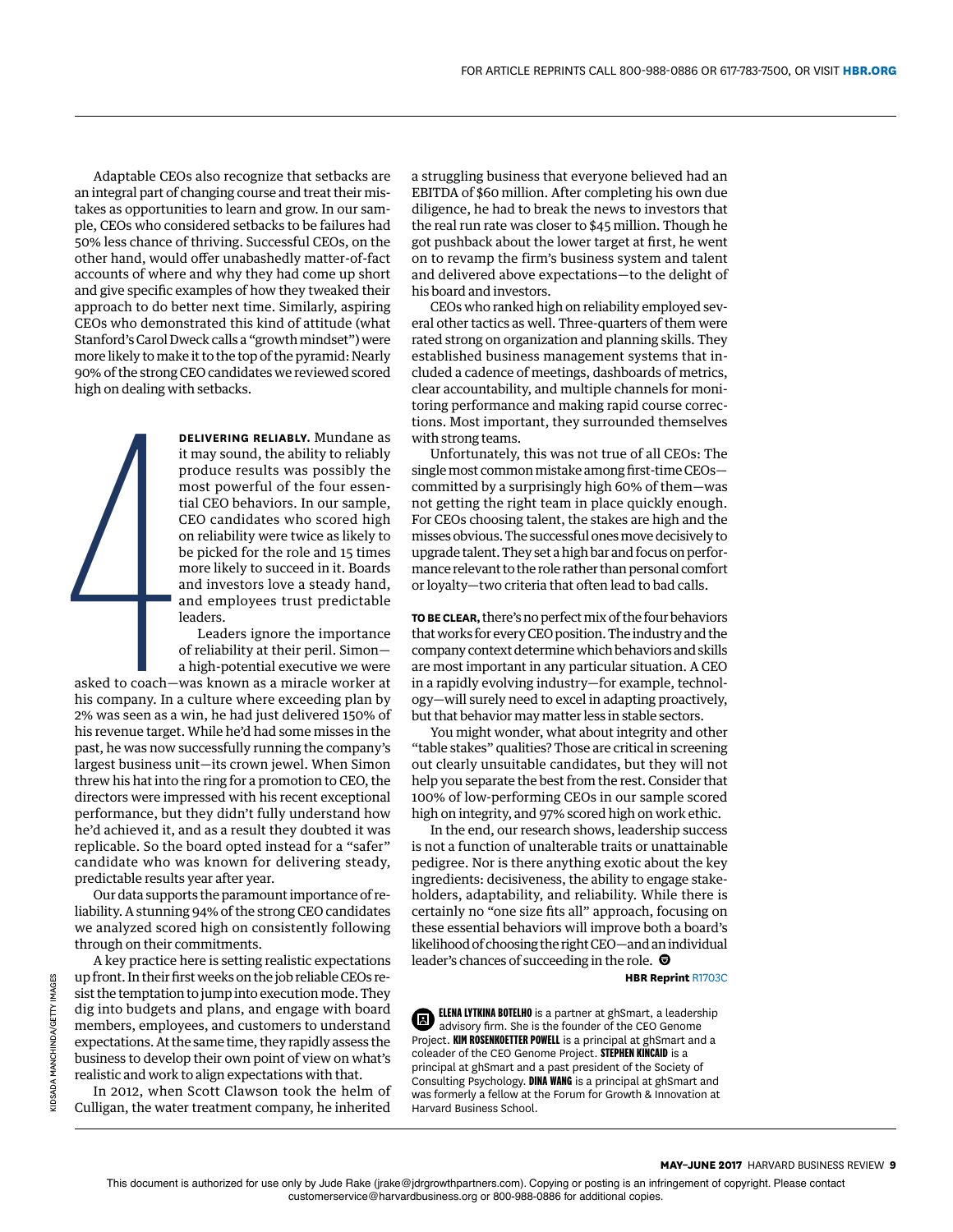Adaptable CEOs also recognize that setbacks are an integral part of changing course and treat their mistakes as opportunities to learn and grow. In our sample, CEOs who considered setbacks to be failures had 50% less chance of thriving. Successful CEOs, on the other hand, would offer unabashedly matter-of-fact accounts of where and why they had come up short and give specific examples of how they tweaked their approach to do better next time. Similarly, aspiring CEOs who demonstrated this kind of attitude (what Stanford's Carol Dweck calls a "growth mindset") were more likely to make it to the top of the pyramid: Nearly 90% of the strong CEO candidates we reviewed scored high on dealing with setbacks.

## 4

**DELIVERING RELIABLY.** Mundane as it may sound, the ability to reliably produce results was possibly the most powerful of the four essential CEO behaviors. In our sample, CEO candidates who scored high on reliability were twice as likely to be picked for the role and 15 times more likely to succeed in it. Boards and investors love a steady hand, and employees trust predictable leaders.

Leaders ignore the importance of reliability at their peril. Simon—a high-potential executive we were asked to coach—was known as a miracle worker at his company. In a culture where exceeding plan by 2% was seen as a win, he had just delivered 150% of his revenue target. While he'd had some misses in the past, he was now successfully running the company's largest business unit—its crown jewel. When Simon threw his hat into the ring for a promotion to CEO, the directors were impressed with his recent exceptional performance, but they didn't fully understand how he'd achieved it, and as a result they doubted it was replicable. So the board opted instead for a "safer" candidate who was known for delivering steady, predictable results year after year.

Our data supports the paramount importance of reliability. A stunning 94% of the strong CEO candidates we analyzed scored high on consistently following through on their commitments.

A key practice here is setting realistic expectations up front. In their first weeks on the job reliable CEOs resist the temptation to jump into execution mode. They dig into budgets and plans, and engage with board members, employees, and customers to understand expectations. At the same time, they rapidly assess the business to develop their own point of view on what's realistic and work to align expectations with that.

In 2012, when Scott Clawson took the helm of Culligan, the water treatment company, he inherited a struggling business that everyone believed had an EBITDA of $60 million. After completing his own due diligence, he had to break the news to investors that the real run rate was closer to $45 million. Though he got pushback about the lower target at first, he went on to revamp the firm's business system and talent and delivered above expectations—to the delight of his board and investors.

CEOs who ranked high on reliability employed several other tactics as well. Three-quarters of them were rated strong on organization and planning skills. They established business management systems that included a cadence of meetings, dashboards of metrics, clear accountability, and multiple channels for monitoring performance and making rapid course corrections. Most important, they surrounded themselves with strong teams.

Unfortunately, this was not true of all CEOs: The single most common mistake among first-time CEOs—committed by a surprisingly high 60% of them—was not getting the right team in place quickly enough. For CEOs choosing talent, the stakes are high and the misses obvious. The successful ones move decisively to upgrade talent. They set a high bar and focus on performance relevant to the role rather than personal comfort or loyalty—two criteria that often lead to bad calls.

**TO BE CLEAR,** there's no perfect mix of the four behaviors that works for every CEO position. The industry and the company context determine which behaviors and skills are most important in any particular situation. A CEO in a rapidly evolving industry—for example, technology—will surely need to excel in adapting proactively, but that behavior may matter less in stable sectors.

You might wonder, what about integrity and other "table stakes" qualities? Those are critical in screening out clearly unsuitable candidates, but they will not help you separate the best from the rest. Consider that 100% of low-performing CEOs in our sample scored high on integrity, and 97% scored high on work ethic.

In the end, our research shows, leadership success is not a function of unalterable traits or unattainable pedigree. Nor is there anything exotic about the key ingredients: decisiveness, the ability to engage stakeholders, adaptability, and reliability. While there is certainly no "one size fits all" approach, focusing on these essential behaviors will improve both a board's likelihood of choosing the right CEO—and an individual leader's chances of succeeding in the role.

**HBR Reprint** R1703C

**ELENA LYTKINA BOTELHO** is a partner at ghSmart, a leadership advisory firm. She is the founder of the CEO Genome Project. **KIM ROSENKOETTER POWELL** is a principal at ghSmart and a coleader of the CEO Genome Project. **STEPHEN KINCAID** is a principal at ghSmart and a past president of the Society of Consulting Psychology. **DINA WANG** is a principal at ghSmart and was formerly a fellow at the Forum for Growth & Innovation at Harvard Business School.

KIDSADA MANCHINDA/GETTY IMAGES